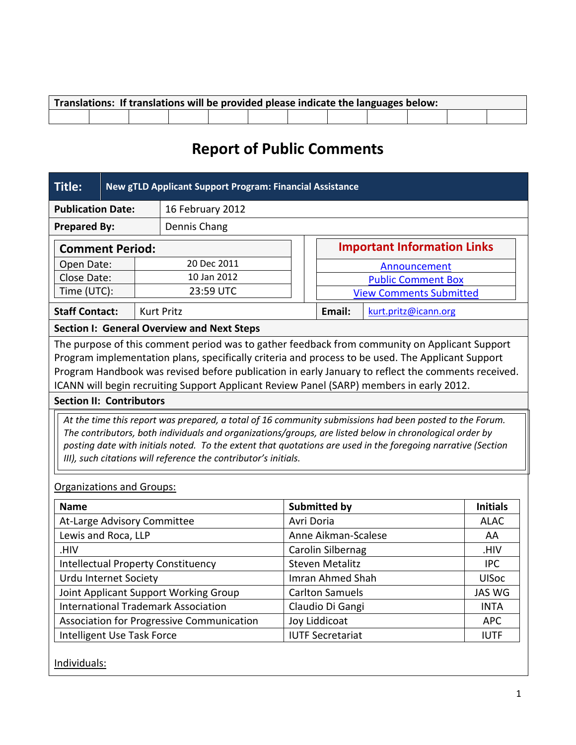| Translations: If translations will be provided please indicate the languages below: | | | | | | | | | | | |
|---|---|---|---|---|---|---|---|---|---|---|---|
| | | | | | | | | | | | |

# Report of Public Comments

| Title: | New gTLD Applicant Support Program: Financial Assistance |
|---|---|
| Publication Date: | 16 February 2012 |
| Prepared By: | Dennis Chang |

| Comment Period: | |
|---|---|
| Open Date: | 20 Dec 2011 |
| Close Date: | 10 Jan 2012 |
| Time (UTC): | 23:59 UTC |

| Important Information Links |
|---|
| Announcement |
| Public Comment Box |
| View Comments Submitted |

| Staff Contact: | Kurt Pritz | Email: | kurt.pritz@icann.org |
|---|---|---|---|

**Section I: General Overview and Next Steps**

The purpose of this comment period was to gather feedback from community on Applicant Support Program implementation plans, specifically criteria and process to be used. The Applicant Support Program Handbook was revised before publication in early January to reflect the comments received. ICANN will begin recruiting Support Applicant Review Panel (SARP) members in early 2012.

**Section II: Contributors**

*At the time this report was prepared, a total of 16 community submissions had been posted to the Forum. The contributors, both individuals and organizations/groups, are listed below in chronological order by posting date with initials noted. To the extent that quotations are used in the foregoing narrative (Section III), such citations will reference the contributor's initials.*

Organizations and Groups:

| Name | Submitted by | Initials |
|---|---|---|
| At-Large Advisory Committee | Avri Doria | ALAC |
| Lewis and Roca, LLP | Anne Aikman-Scalese | AA |
| .HIV | Carolin Silbernag | .HIV |
| Intellectual Property Constituency | Steven Metalitz | IPC |
| Urdu Internet Society | Imran Ahmed Shah | UISoc |
| Joint Applicant Support Working Group | Carlton Samuels | JAS WG |
| International Trademark Association | Claudio Di Gangi | INTA |
| Association for Progressive Communication | Joy Liddicoat | APC |
| Intelligent Use Task Force | IUTF Secretariat | IUTF |

Individuals: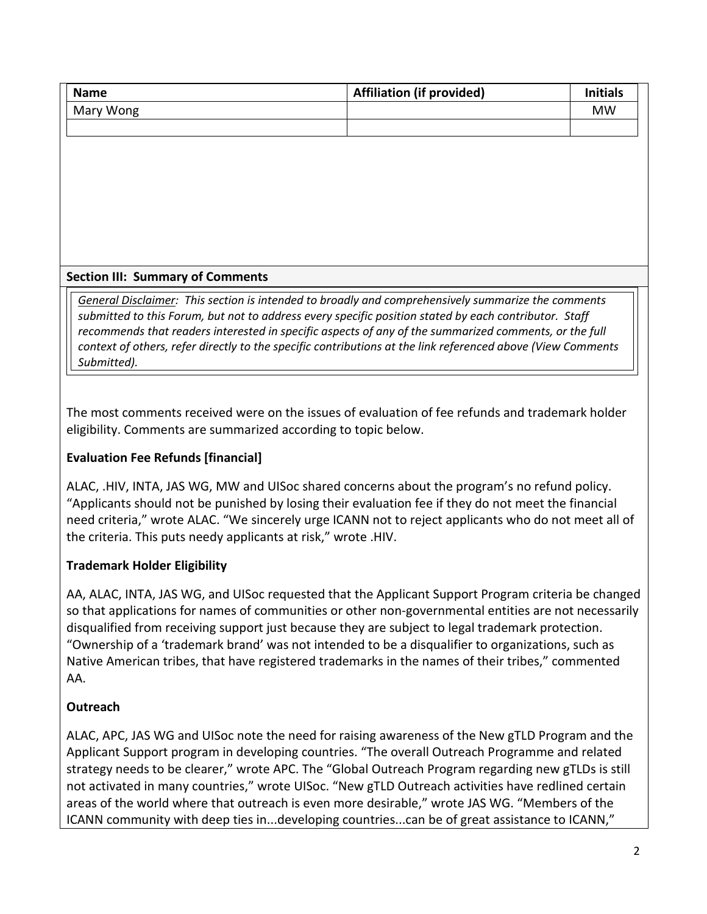| Name | Affiliation (if provided) | Initials |
| --- | --- | --- |
| Mary Wong | | MW |
| | | |

## Section III: Summary of Comments

*General Disclaimer: This section is intended to broadly and comprehensively summarize the comments submitted to this Forum, but not to address every specific position stated by each contributor. Staff recommends that readers interested in specific aspects of any of the summarized comments, or the full context of others, refer directly to the specific contributions at the link referenced above (View Comments Submitted).*

The most comments received were on the issues of evaluation of fee refunds and trademark holder eligibility. Comments are summarized according to topic below.

### Evaluation Fee Refunds [financial]

ALAC, .HIV, INTA, JAS WG, MW and UISoc shared concerns about the program's no refund policy. "Applicants should not be punished by losing their evaluation fee if they do not meet the financial need criteria," wrote ALAC. "We sincerely urge ICANN not to reject applicants who do not meet all of the criteria. This puts needy applicants at risk," wrote .HIV.

### Trademark Holder Eligibility

AA, ALAC, INTA, JAS WG, and UISoc requested that the Applicant Support Program criteria be changed so that applications for names of communities or other non-governmental entities are not necessarily disqualified from receiving support just because they are subject to legal trademark protection. "Ownership of a 'trademark brand' was not intended to be a disqualifier to organizations, such as Native American tribes, that have registered trademarks in the names of their tribes," commented AA.

### Outreach

ALAC, APC, JAS WG and UISoc note the need for raising awareness of the New gTLD Program and the Applicant Support program in developing countries. "The overall Outreach Programme and related strategy needs to be clearer," wrote APC. The "Global Outreach Program regarding new gTLDs is still not activated in many countries," wrote UISoc. "New gTLD Outreach activities have redlined certain areas of the world where that outreach is even more desirable," wrote JAS WG. "Members of the ICANN community with deep ties in...developing countries...can be of great assistance to ICANN,"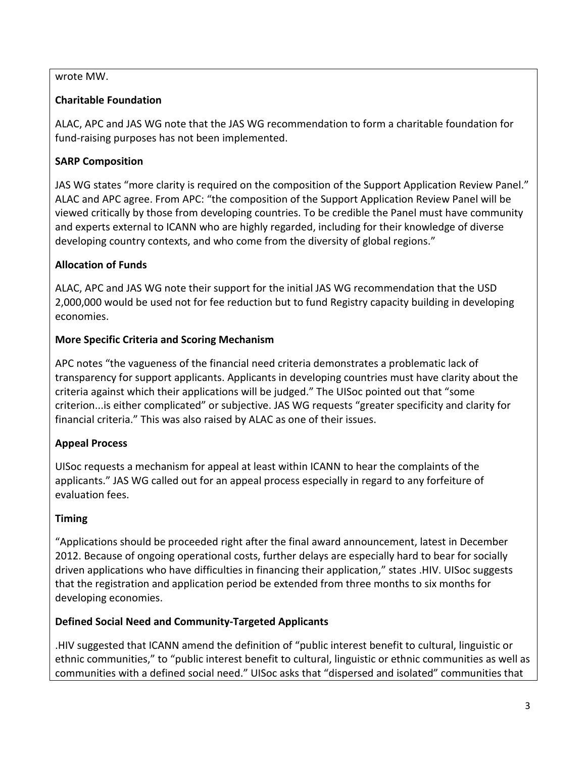wrote MW.

**Charitable Foundation**

ALAC, APC and JAS WG note that the JAS WG recommendation to form a charitable foundation for fund-raising purposes has not been implemented.

**SARP Composition**

JAS WG states "more clarity is required on the composition of the Support Application Review Panel." ALAC and APC agree. From APC: "the composition of the Support Application Review Panel will be viewed critically by those from developing countries. To be credible the Panel must have community and experts external to ICANN who are highly regarded, including for their knowledge of diverse developing country contexts, and who come from the diversity of global regions."

**Allocation of Funds**

ALAC, APC and JAS WG note their support for the initial JAS WG recommendation that the USD 2,000,000 would be used not for fee reduction but to fund Registry capacity building in developing economies.

**More Specific Criteria and Scoring Mechanism**

APC notes "the vagueness of the financial need criteria demonstrates a problematic lack of transparency for support applicants. Applicants in developing countries must have clarity about the criteria against which their applications will be judged." The UISoc pointed out that "some criterion...is either complicated" or subjective. JAS WG requests "greater specificity and clarity for financial criteria." This was also raised by ALAC as one of their issues.

**Appeal Process**

UISoc requests a mechanism for appeal at least within ICANN to hear the complaints of the applicants." JAS WG called out for an appeal process especially in regard to any forfeiture of evaluation fees.

**Timing**

"Applications should be proceeded right after the final award announcement, latest in December 2012. Because of ongoing operational costs, further delays are especially hard to bear for socially driven applications who have difficulties in financing their application," states .HIV. UISoc suggests that the registration and application period be extended from three months to six months for developing economies.

**Defined Social Need and Community-Targeted Applicants**

.HIV suggested that ICANN amend the definition of "public interest benefit to cultural, linguistic or ethnic communities," to "public interest benefit to cultural, linguistic or ethnic communities as well as communities with a defined social need." UISoc asks that "dispersed and isolated" communities that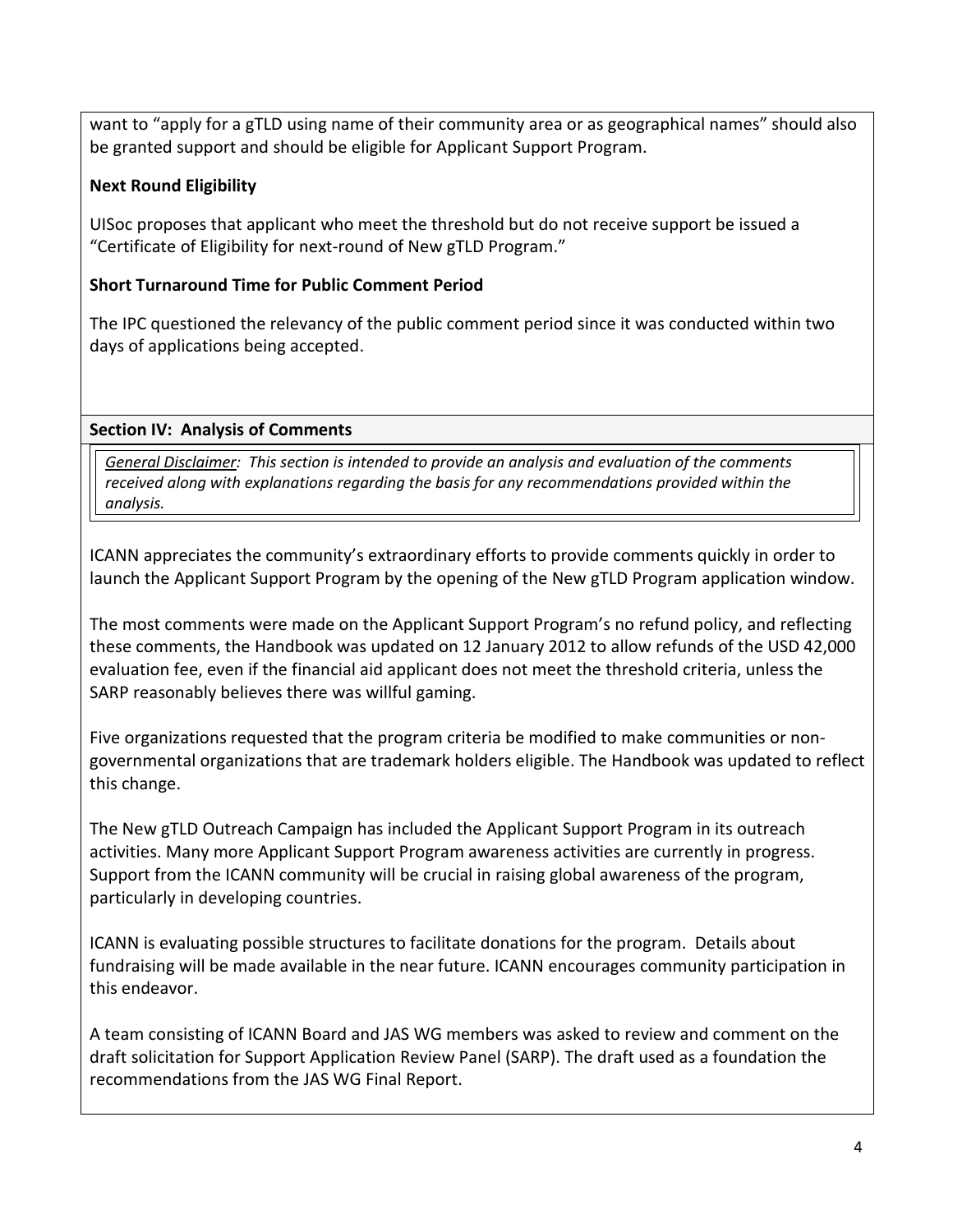want to "apply for a gTLD using name of their community area or as geographical names" should also be granted support and should be eligible for Applicant Support Program.

**Next Round Eligibility**

UISoc proposes that applicant who meet the threshold but do not receive support be issued a "Certificate of Eligibility for next-round of New gTLD Program."

**Short Turnaround Time for Public Comment Period**

The IPC questioned the relevancy of the public comment period since it was conducted within two days of applications being accepted.

**Section IV: Analysis of Comments**

*General Disclaimer: This section is intended to provide an analysis and evaluation of the comments received along with explanations regarding the basis for any recommendations provided within the analysis.*

ICANN appreciates the community's extraordinary efforts to provide comments quickly in order to launch the Applicant Support Program by the opening of the New gTLD Program application window.

The most comments were made on the Applicant Support Program's no refund policy, and reflecting these comments, the Handbook was updated on 12 January 2012 to allow refunds of the USD 42,000 evaluation fee, even if the financial aid applicant does not meet the threshold criteria, unless the SARP reasonably believes there was willful gaming.

Five organizations requested that the program criteria be modified to make communities or non-governmental organizations that are trademark holders eligible. The Handbook was updated to reflect this change.

The New gTLD Outreach Campaign has included the Applicant Support Program in its outreach activities. Many more Applicant Support Program awareness activities are currently in progress. Support from the ICANN community will be crucial in raising global awareness of the program, particularly in developing countries.

ICANN is evaluating possible structures to facilitate donations for the program. Details about fundraising will be made available in the near future. ICANN encourages community participation in this endeavor.

A team consisting of ICANN Board and JAS WG members was asked to review and comment on the draft solicitation for Support Application Review Panel (SARP). The draft used as a foundation the recommendations from the JAS WG Final Report.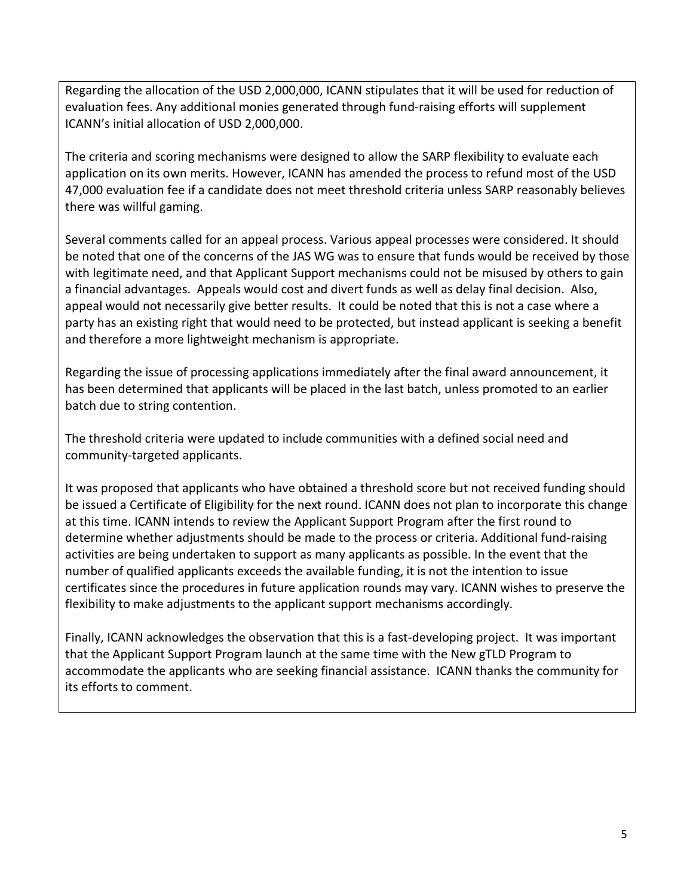Regarding the allocation of the USD 2,000,000, ICANN stipulates that it will be used for reduction of evaluation fees. Any additional monies generated through fund-raising efforts will supplement ICANN's initial allocation of USD 2,000,000.

The criteria and scoring mechanisms were designed to allow the SARP flexibility to evaluate each application on its own merits. However, ICANN has amended the process to refund most of the USD 47,000 evaluation fee if a candidate does not meet threshold criteria unless SARP reasonably believes there was willful gaming.

Several comments called for an appeal process. Various appeal processes were considered. It should be noted that one of the concerns of the JAS WG was to ensure that funds would be received by those with legitimate need, and that Applicant Support mechanisms could not be misused by others to gain a financial advantages. Appeals would cost and divert funds as well as delay final decision. Also, appeal would not necessarily give better results. It could be noted that this is not a case where a party has an existing right that would need to be protected, but instead applicant is seeking a benefit and therefore a more lightweight mechanism is appropriate.

Regarding the issue of processing applications immediately after the final award announcement, it has been determined that applicants will be placed in the last batch, unless promoted to an earlier batch due to string contention.

The threshold criteria were updated to include communities with a defined social need and community-targeted applicants.

It was proposed that applicants who have obtained a threshold score but not received funding should be issued a Certificate of Eligibility for the next round. ICANN does not plan to incorporate this change at this time. ICANN intends to review the Applicant Support Program after the first round to determine whether adjustments should be made to the process or criteria. Additional fund-raising activities are being undertaken to support as many applicants as possible. In the event that the number of qualified applicants exceeds the available funding, it is not the intention to issue certificates since the procedures in future application rounds may vary. ICANN wishes to preserve the flexibility to make adjustments to the applicant support mechanisms accordingly.

Finally, ICANN acknowledges the observation that this is a fast-developing project. It was important that the Applicant Support Program launch at the same time with the New gTLD Program to accommodate the applicants who are seeking financial assistance. ICANN thanks the community for its efforts to comment.